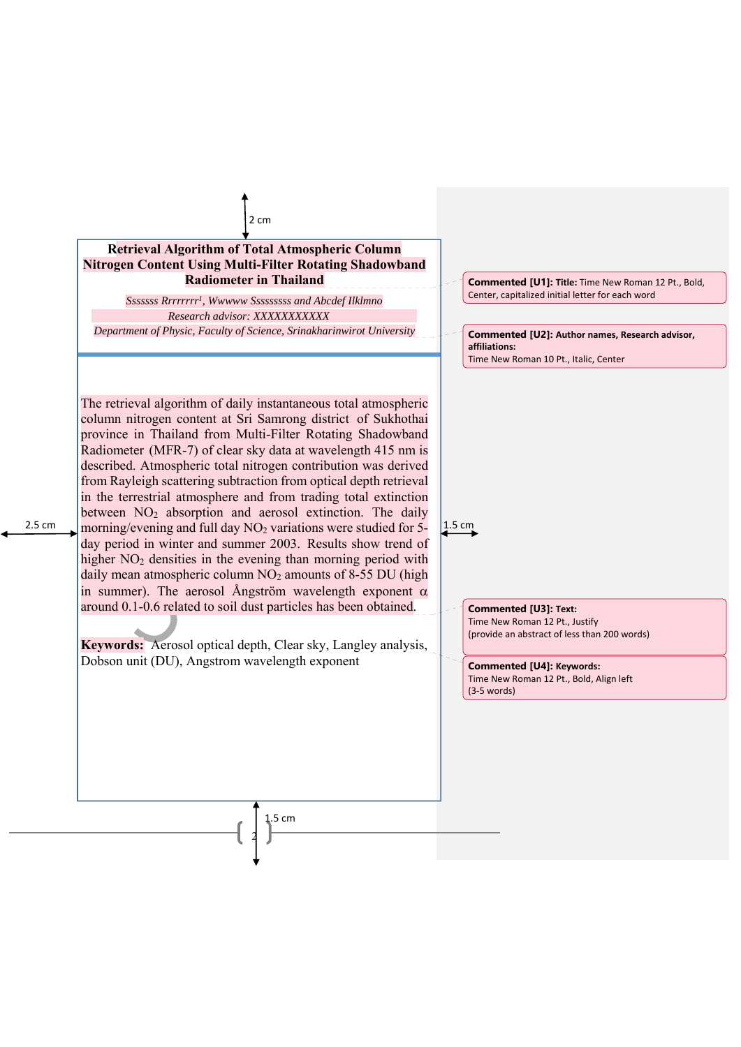# Retrieval Algorithm of Total Atmospheric Column Nitrogen Content Using Multi-Filter Rotating Shadowband Radiometer in Thailand

*Ssssss Rrrrrrr[1], Wwwww Ssssssss and Abcdef Ilklmno*

*Research advisor: XXXXXXXXXXX*

*Department of Physic, Faculty of Science, Srinakharinwirot University*

The retrieval algorithm of daily instantaneous total atmospheric column nitrogen content at Sri Samrong district of Sukhothai province in Thailand from Multi-Filter Rotating Shadowband Radiometer (MFR-7) of clear sky data at wavelength 415 nm is described. Atmospheric total nitrogen contribution was derived from Rayleigh scattering subtraction from optical depth retrieval in the terrestrial atmosphere and from trading total extinction between $NO_2$ absorption and aerosol extinction. The daily morning/evening and full day $NO_2$ variations were studied for 5-day period in winter and summer 2003. Results show trend of higher $NO_2$ densities in the evening than morning period with daily mean atmospheric column $NO_2$ amounts of 8-55 DU (high in summer). The aerosol Ångström wavelength exponent $\alpha$ around 0.1-0.6 related to soil dust particles has been obtained.

**Keywords:** Aerosol optical depth, Clear sky, Langley analysis, Dobson unit (DU), Angstrom wavelength exponent

Commented [U1]: Title: Time New Roman 12 Pt., Bold, Center, capitalized initial letter for each word

Commented [U2]: Author names, Research advisor, affiliations: Time New Roman 10 Pt., Italic, Center

Commented [U3]: Text: Time New Roman 12 Pt., Justify (provide an abstract of less than 200 words)

Commented [U4]: Keywords: Time New Roman 12 Pt., Bold, Align left (3-5 words)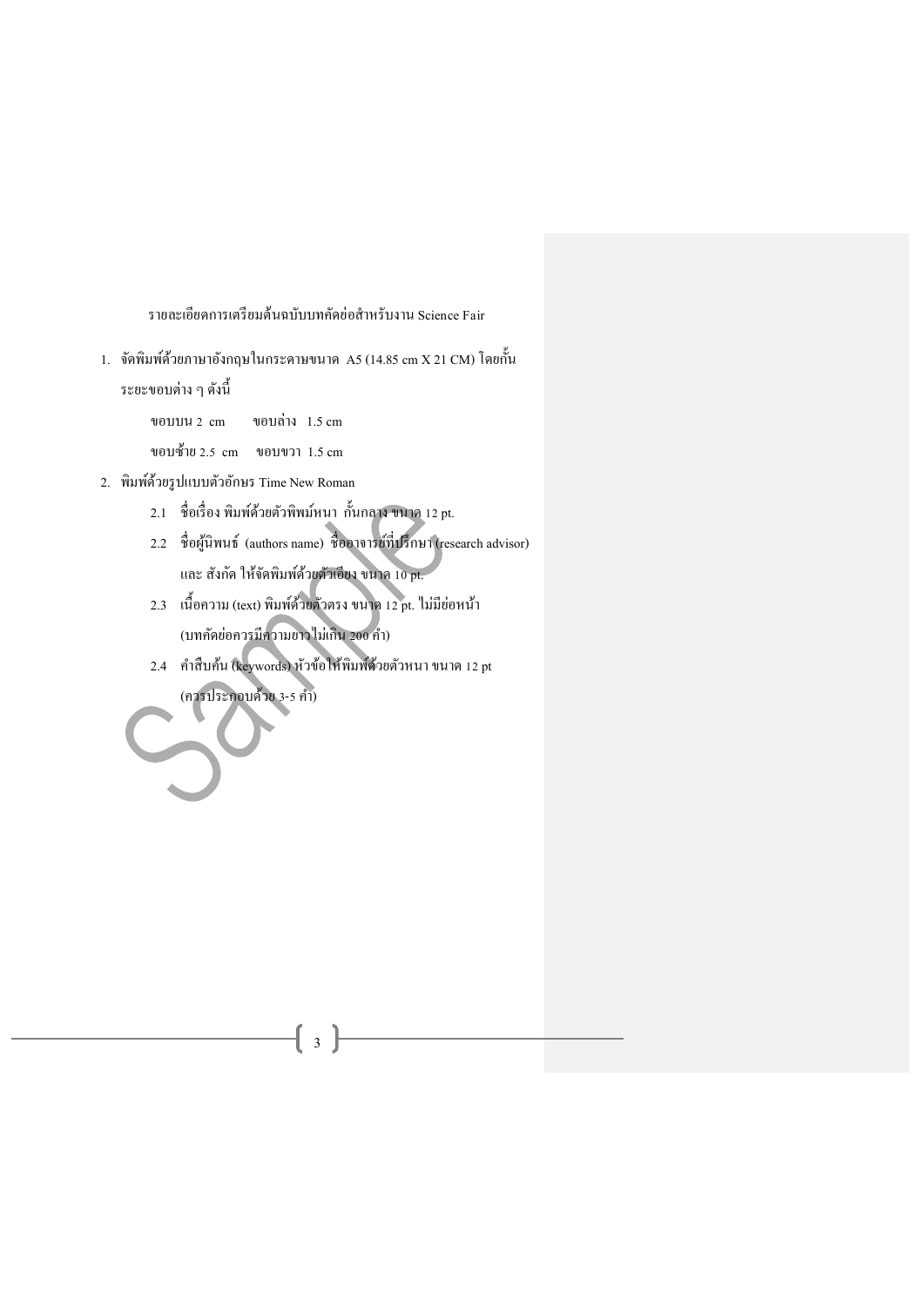รายละเอียดการเตรียมต้นฉบับบทคัดย่อสำหรับงาน Science Fair

1. จัดพิมพ์ด้วยภาษาอังกฤษในกระดาษขนาด A5 (14.85 cm X 21 CM) โดยกั้นระยะขอบต่าง ๆ ดังนี้

   ขอบบน 2 cm ขอบล่าง 1.5 cm

   ขอบซ้าย 2.5 cm ขอบขวา 1.5 cm

2. พิมพ์ด้วยรูปแบบตัวอักษร Time New Roman
   - 2.1 ชื่อเรื่อง พิมพ์ด้วยตัวพิมพ์หนา กั้นกลาง ขนาด 12 pt.
   - 2.2 ชื่อผู้นิพนธ์ (authors name) ชื่ออาจารย์ที่ปรึกษา (research advisor) และ สังกัด ให้จัดพิมพ์ด้วยตัวเอียง ขนาด 10 pt.
   - 2.3 เนื้อความ (text) พิมพ์ด้วยตัวตรง ขนาด 12 pt. ไม่มีย่อหน้า (บทคัดย่อควรมีความยาวไม่เกิน 200 คำ)
   - 2.4 คำสืบค้น (keywords) หัวข้อให้พิมพ์ด้วยตัวหนา ขนาด 12 pt (ควรประกอบด้วย 3-5 คำ)